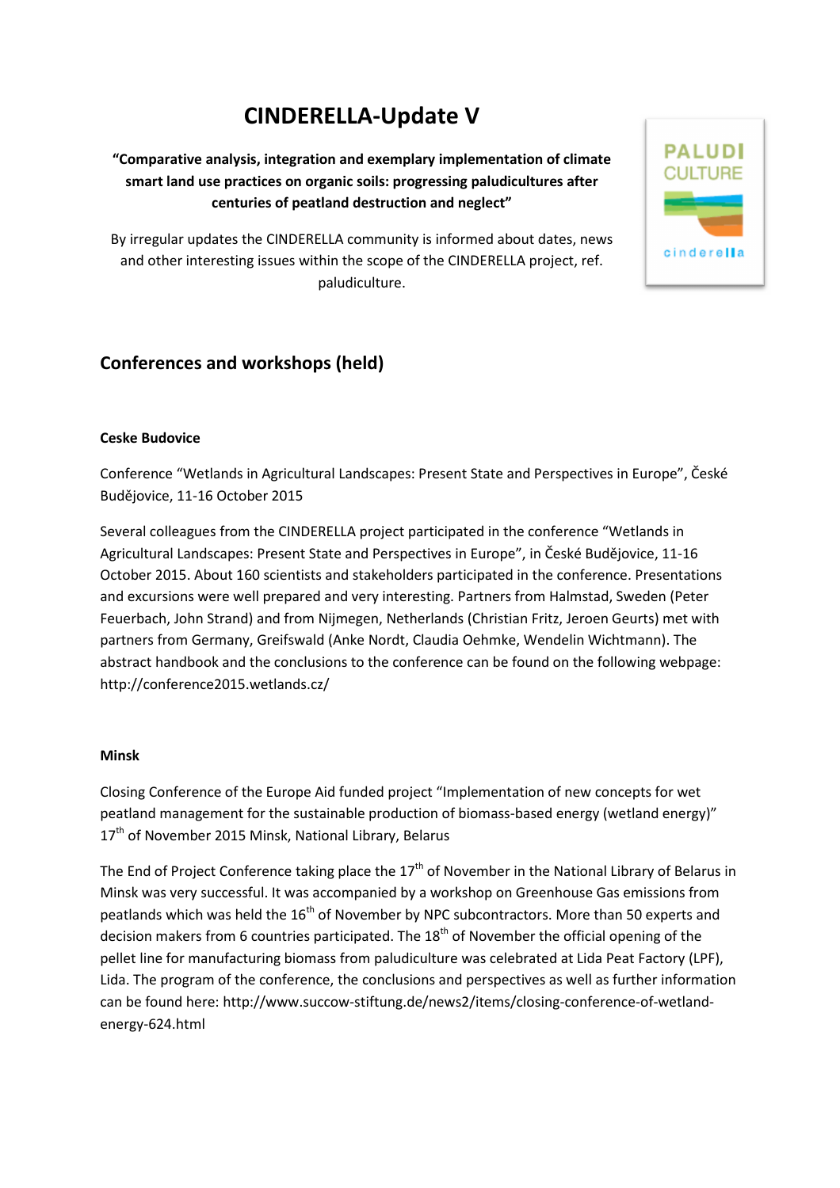# CINDERELLA-Update V

**"Comparative analysis, integration and exemplary implementation of climate smart land use practices on organic soils: progressing paludicultures after centuries of peatland destruction and neglect"**

By irregular updates the CINDERELLA community is informed about dates, news and other interesting issues within the scope of the CINDERELLA project, ref. paludiculture.

## Conferences and workshops (held)

### Ceske Budovice

Conference "Wetlands in Agricultural Landscapes: Present State and Perspectives in Europe", České Budějovice, 11-16 October 2015

Several colleagues from the CINDERELLA project participated in the conference "Wetlands in Agricultural Landscapes: Present State and Perspectives in Europe", in České Budějovice, 11-16 October 2015. About 160 scientists and stakeholders participated in the conference. Presentations and excursions were well prepared and very interesting. Partners from Halmstad, Sweden (Peter Feuerbach, John Strand) and from Nijmegen, Netherlands (Christian Fritz, Jeroen Geurts) met with partners from Germany, Greifswald (Anke Nordt, Claudia Oehmke, Wendelin Wichtmann). The abstract handbook and the conclusions to the conference can be found on the following webpage: http://conference2015.wetlands.cz/

### Minsk

Closing Conference of the Europe Aid funded project "Implementation of new concepts for wet peatland management for the sustainable production of biomass-based energy (wetland energy)" 17th of November 2015 Minsk, National Library, Belarus

The End of Project Conference taking place the 17th of November in the National Library of Belarus in Minsk was very successful. It was accompanied by a workshop on Greenhouse Gas emissions from peatlands which was held the 16th of November by NPC subcontractors. More than 50 experts and decision makers from 6 countries participated. The 18th of November the official opening of the pellet line for manufacturing biomass from paludiculture was celebrated at Lida Peat Factory (LPF), Lida. The program of the conference, the conclusions and perspectives as well as further information can be found here: http://www.succow-stiftung.de/news2/items/closing-conference-of-wetland-energy-624.html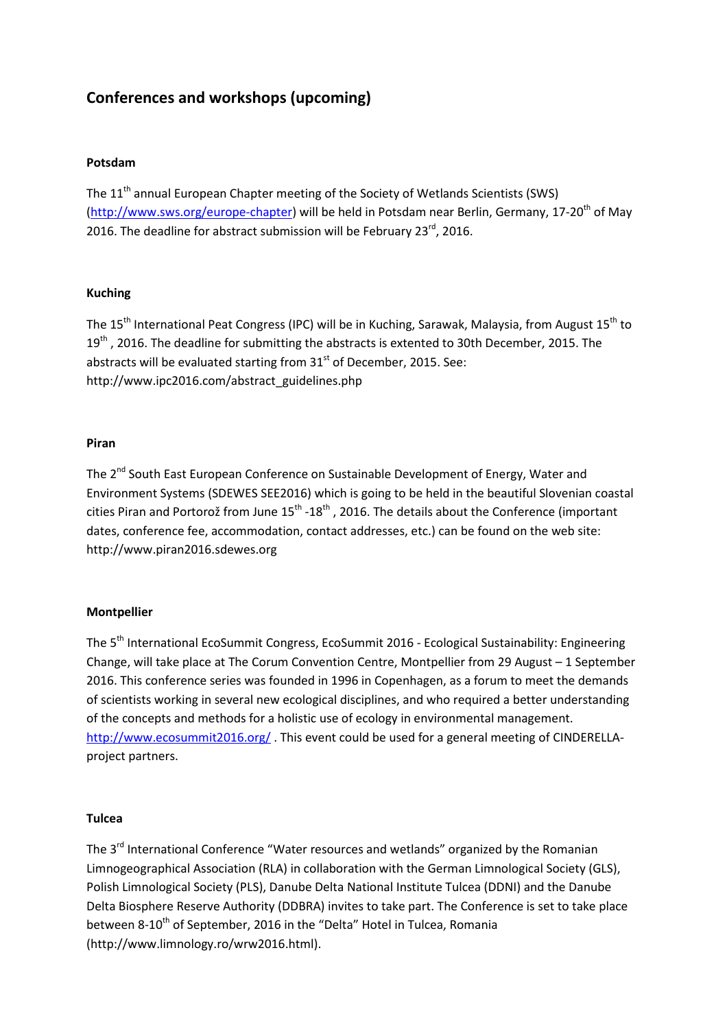## Conferences and workshops (upcoming)

**Potsdam**

The 11th annual European Chapter meeting of the Society of Wetlands Scientists (SWS) (http://www.sws.org/europe-chapter) will be held in Potsdam near Berlin, Germany, 17-20th of May 2016. The deadline for abstract submission will be February 23rd, 2016.

**Kuching**

The 15th International Peat Congress (IPC) will be in Kuching, Sarawak, Malaysia, from August 15th to 19th , 2016. The deadline for submitting the abstracts is extented to 30th December, 2015. The abstracts will be evaluated starting from 31st of December, 2015. See: http://www.ipc2016.com/abstract_guidelines.php

**Piran**

The 2nd South East European Conference on Sustainable Development of Energy, Water and Environment Systems (SDEWES SEE2016) which is going to be held in the beautiful Slovenian coastal cities Piran and Portorož from June 15th -18th , 2016. The details about the Conference (important dates, conference fee, accommodation, contact addresses, etc.) can be found on the web site: http://www.piran2016.sdewes.org

**Montpellier**

The 5th International EcoSummit Congress, EcoSummit 2016 - Ecological Sustainability: Engineering Change, will take place at The Corum Convention Centre, Montpellier from 29 August – 1 September 2016. This conference series was founded in 1996 in Copenhagen, as a forum to meet the demands of scientists working in several new ecological disciplines, and who required a better understanding of the concepts and methods for a holistic use of ecology in environmental management. http://www.ecosummit2016.org/ . This event could be used for a general meeting of CINDERELLA-project partners.

**Tulcea**

The 3rd International Conference "Water resources and wetlands" organized by the Romanian Limnogeographical Association (RLA) in collaboration with the German Limnological Society (GLS), Polish Limnological Society (PLS), Danube Delta National Institute Tulcea (DDNI) and the Danube Delta Biosphere Reserve Authority (DDBRA) invites to take part. The Conference is set to take place between 8-10th of September, 2016 in the "Delta" Hotel in Tulcea, Romania (http://www.limnology.ro/wrw2016.html).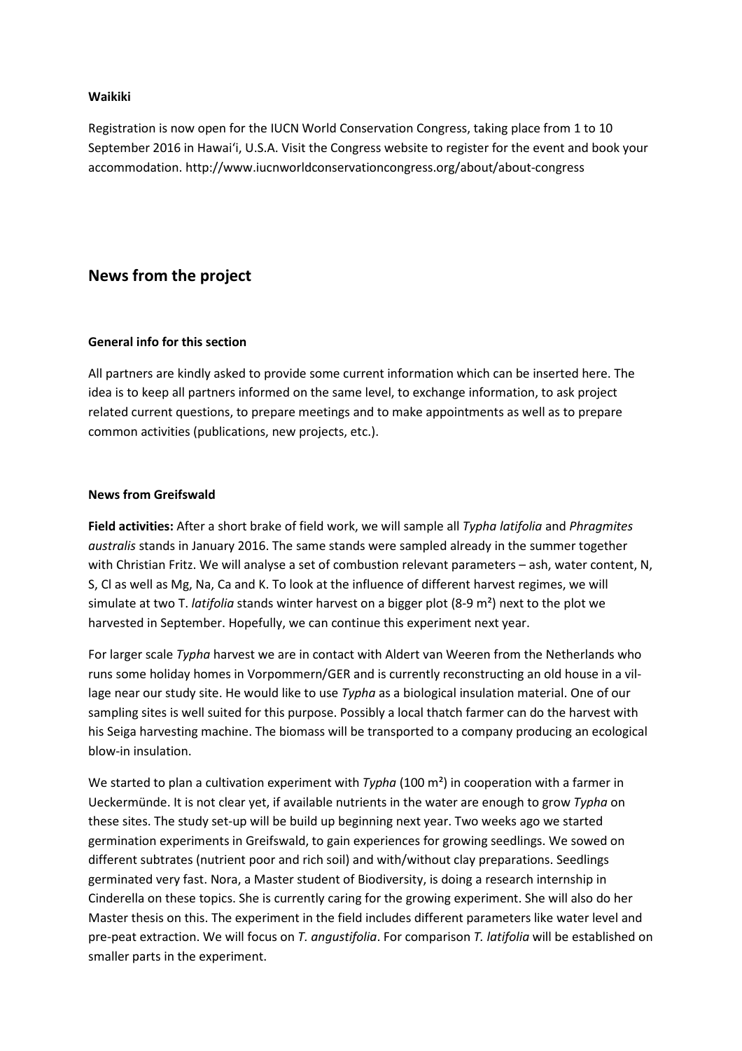**Waikiki**

Registration is now open for the IUCN World Conservation Congress, taking place from 1 to 10 September 2016 in Hawai'i, U.S.A. Visit the Congress website to register for the event and book your accommodation. http://www.iucnworldconservationcongress.org/about/about-congress

## News from the project

**General info for this section**

All partners are kindly asked to provide some current information which can be inserted here. The idea is to keep all partners informed on the same level, to exchange information, to ask project related current questions, to prepare meetings and to make appointments as well as to prepare common activities (publications, new projects, etc.).

**News from Greifswald**

**Field activities:** After a short brake of field work, we will sample all *Typha latifolia* and *Phragmites australis* stands in January 2016. The same stands were sampled already in the summer together with Christian Fritz. We will analyse a set of combustion relevant parameters – ash, water content, N, S, Cl as well as Mg, Na, Ca and K. To look at the influence of different harvest regimes, we will simulate at two T. *latifolia* stands winter harvest on a bigger plot (8-9 m²) next to the plot we harvested in September. Hopefully, we can continue this experiment next year.

For larger scale *Typha* harvest we are in contact with Aldert van Weeren from the Netherlands who runs some holiday homes in Vorpommern/GER and is currently reconstructing an old house in a village near our study site. He would like to use *Typha* as a biological insulation material. One of our sampling sites is well suited for this purpose. Possibly a local thatch farmer can do the harvest with his Seiga harvesting machine. The biomass will be transported to a company producing an ecological blow-in insulation.

We started to plan a cultivation experiment with *Typha* (100 m²) in cooperation with a farmer in Ueckermünde. It is not clear yet, if available nutrients in the water are enough to grow *Typha* on these sites. The study set-up will be build up beginning next year. Two weeks ago we started germination experiments in Greifswald, to gain experiences for growing seedlings. We sowed on different subtrates (nutrient poor and rich soil) and with/without clay preparations. Seedlings germinated very fast. Nora, a Master student of Biodiversity, is doing a research internship in Cinderella on these topics. She is currently caring for the growing experiment. She will also do her Master thesis on this. The experiment in the field includes different parameters like water level and pre-peat extraction. We will focus on *T. angustifolia*. For comparison *T. latifolia* will be established on smaller parts in the experiment.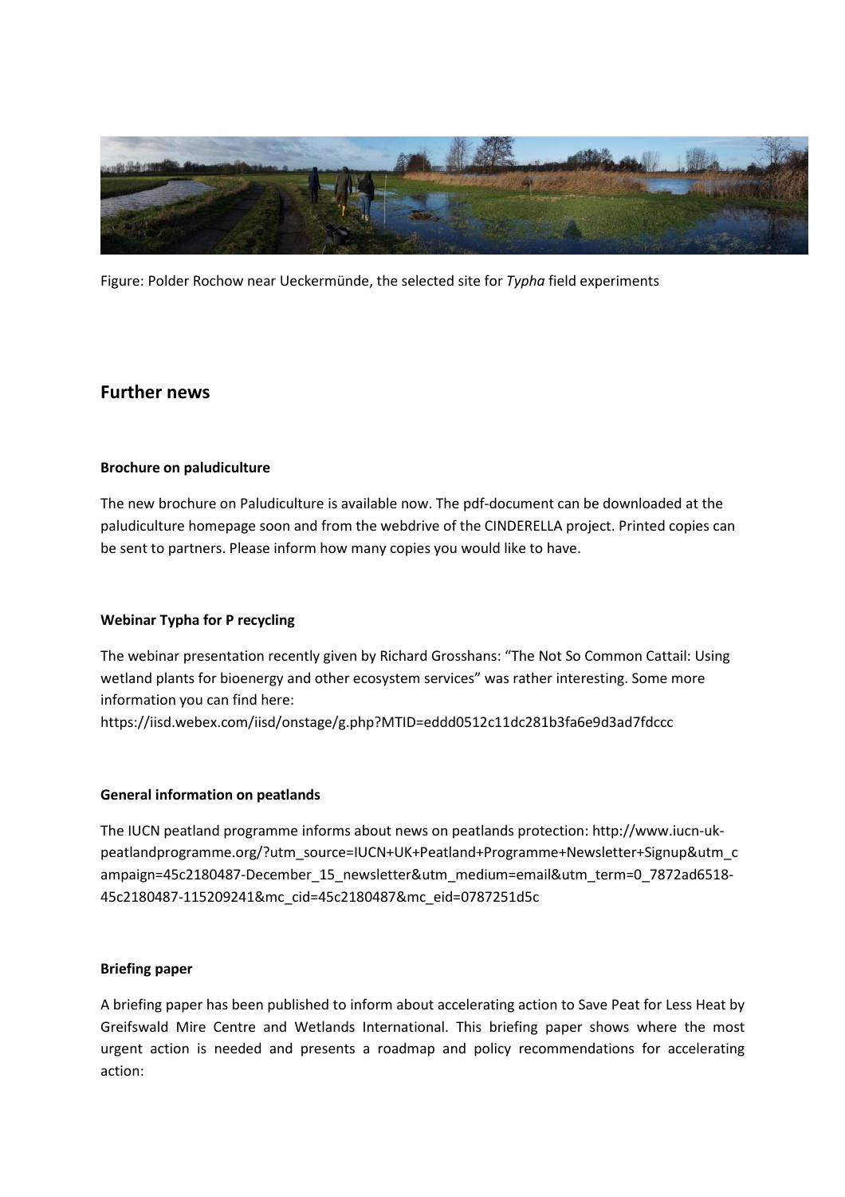Figure: Polder Rochow near Ueckermünde, the selected site for *Typha* field experiments

## Further news

**Brochure on paludiculture**

The new brochure on Paludiculture is available now. The pdf-document can be downloaded at the paludiculture homepage soon and from the webdrive of the CINDERELLA project. Printed copies can be sent to partners. Please inform how many copies you would like to have.

**Webinar Typha for P recycling**

The webinar presentation recently given by Richard Grosshans: "The Not So Common Cattail: Using wetland plants for bioenergy and other ecosystem services" was rather interesting. Some more information you can find here:
https://iisd.webex.com/iisd/onstage/g.php?MTID=eddd0512c11dc281b3fa6e9d3ad7fdccc

**General information on peatlands**

The IUCN peatland programme informs about news on peatlands protection: http://www.iucn-uk-peatlandprogramme.org/?utm_source=IUCN+UK+Peatland+Programme+Newsletter+Signup&utm_campaign=45c2180487-December_15_newsletter&utm_medium=email&utm_term=0_7872ad6518-45c2180487-115209241&mc_cid=45c2180487&mc_eid=0787251d5c

**Briefing paper**

A briefing paper has been published to inform about accelerating action to Save Peat for Less Heat by Greifswald Mire Centre and Wetlands International. This briefing paper shows where the most urgent action is needed and presents a roadmap and policy recommendations for accelerating action: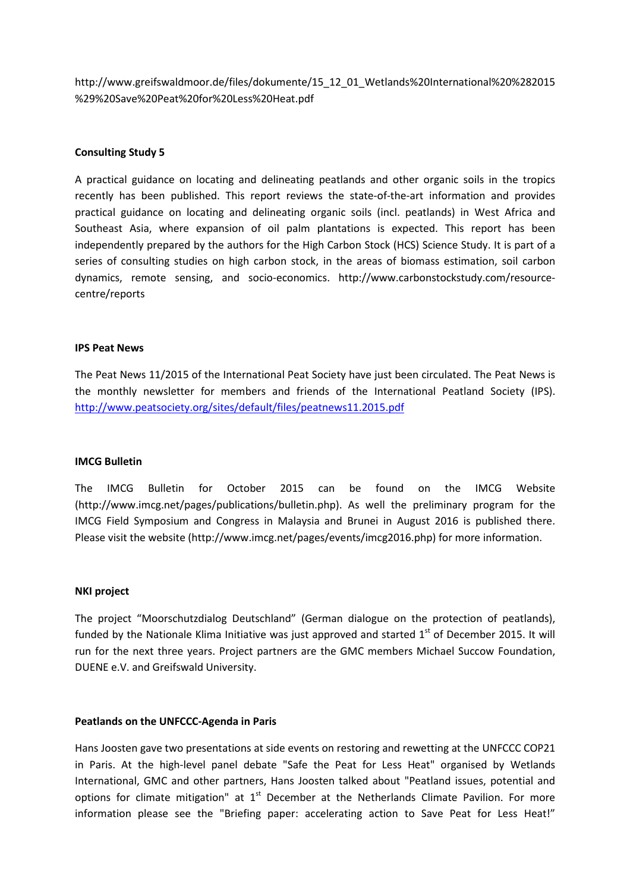http://www.greifswaldmoor.de/files/dokumente/15_12_01_Wetlands%20International%20%282015%29%20Save%20Peat%20for%20Less%20Heat.pdf

**Consulting Study 5**

A practical guidance on locating and delineating peatlands and other organic soils in the tropics recently has been published. This report reviews the state-of-the-art information and provides practical guidance on locating and delineating organic soils (incl. peatlands) in West Africa and Southeast Asia, where expansion of oil palm plantations is expected. This report has been independently prepared by the authors for the High Carbon Stock (HCS) Science Study. It is part of a series of consulting studies on high carbon stock, in the areas of biomass estimation, soil carbon dynamics, remote sensing, and socio-economics. http://www.carbonstockstudy.com/resource-centre/reports

**IPS Peat News**

The Peat News 11/2015 of the International Peat Society have just been circulated. The Peat News is the monthly newsletter for members and friends of the International Peatland Society (IPS). http://www.peatsociety.org/sites/default/files/peatnews11.2015.pdf

**IMCG Bulletin**

The IMCG Bulletin for October 2015 can be found on the IMCG Website (http://www.imcg.net/pages/publications/bulletin.php). As well the preliminary program for the IMCG Field Symposium and Congress in Malaysia and Brunei in August 2016 is published there. Please visit the website (http://www.imcg.net/pages/events/imcg2016.php) for more information.

**NKI project**

The project "Moorschutzdialog Deutschland" (German dialogue on the protection of peatlands), funded by the Nationale Klima Initiative was just approved and started 1st of December 2015. It will run for the next three years. Project partners are the GMC members Michael Succow Foundation, DUENE e.V. and Greifswald University.

**Peatlands on the UNFCCC-Agenda in Paris**

Hans Joosten gave two presentations at side events on restoring and rewetting at the UNFCCC COP21 in Paris. At the high-level panel debate "Safe the Peat for Less Heat" organised by Wetlands International, GMC and other partners, Hans Joosten talked about "Peatland issues, potential and options for climate mitigation" at 1st December at the Netherlands Climate Pavilion. For more information please see the "Briefing paper: accelerating action to Save Peat for Less Heat!"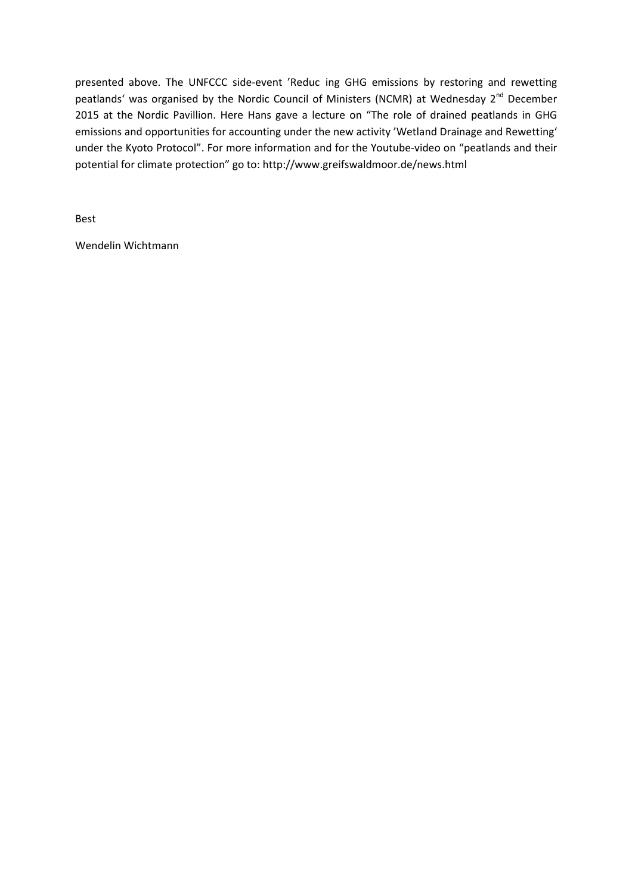presented above. The UNFCCC side-event ’Reduc ing GHG emissions by restoring and rewetting peatlands‘ was organised by the Nordic Council of Ministers (NCMR) at Wednesday 2nd December 2015 at the Nordic Pavillion. Here Hans gave a lecture on “The role of drained peatlands in GHG emissions and opportunities for accounting under the new activity ’Wetland Drainage and Rewetting‘ under the Kyoto Protocol”. For more information and for the Youtube-video on “peatlands and their potential for climate protection” go to: http://www.greifswaldmoor.de/news.html

Best

Wendelin Wichtmann